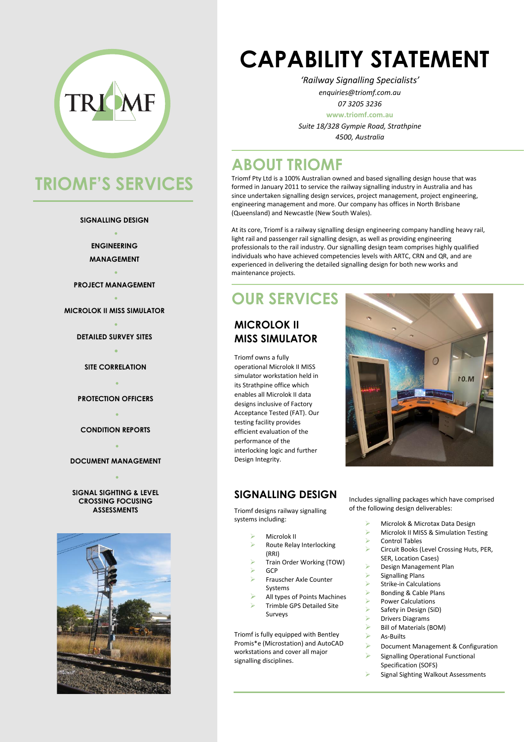# CAPABILITY STATEMENT

*'Railway Signalling Specialists'*

*enquiries@triomf.com.au*

*07 3205 3236*

**www.triomf.com.au**

*Suite 18/328 Gympie Road, Strathpine*

*4500, Australia*

## TRIOMF'S SERVICES

**SIGNALLING DESIGN**

**ENGINEERING MANAGEMENT**

**PROJECT MANAGEMENT**

**MICROLOK II MISS SIMULATOR**

**DETAILED SURVEY SITES**

**SITE CORRELATION**

**PROTECTION OFFICERS**

**CONDITION REPORTS**

**DOCUMENT MANAGEMENT**

**SIGNAL SIGHTING & LEVEL CROSSING FOCUSING ASSESSMENTS**

## ABOUT TRIOMF

Triomf Pty Ltd is a 100% Australian owned and based signalling design house that was formed in January 2011 to service the railway signalling industry in Australia and has since undertaken signalling design services, project management, project engineering, engineering management and more. Our company has offices in North Brisbane (Queensland) and Newcastle (New South Wales).

At its core, Triomf is a railway signalling design engineering company handling heavy rail, light rail and passenger rail signalling design, as well as providing engineering professionals to the rail industry. Our signalling design team comprises highly qualified individuals who have achieved competencies levels with ARTC, CRN and QR, and are experienced in delivering the detailed signalling design for both new works and maintenance projects.

## OUR SERVICES

### MICROLOK II MISS SIMULATOR

Triomf owns a fully operational Microlok II MISS simulator workstation held in its Strathpine office which enables all Microlok II data designs inclusive of Factory Acceptance Tested (FAT). Our testing facility provides efficient evaluation of the performance of the interlocking logic and further Design Integrity.

### SIGNALLING DESIGN

Triomf designs railway signalling systems including:

- Microlok II
- Route Relay Interlocking (RRI)
- Train Order Working (TOW)
- GCP
- Frauscher Axle Counter Systems
- All types of Points Machines
- Trimble GPS Detailed Site Surveys

Triomf is fully equipped with Bentley Promis*e (Microstation) and AutoCAD workstations and cover all major signalling disciplines.

Includes signalling packages which have comprised of the following design deliverables:

- Microlok & Microtax Data Design
- Microlok II MISS & Simulation Testing
- Control Tables
- Circuit Books (Level Crossing Huts, PER, SER, Location Cases)
- Design Management Plan
- Signalling Plans
- Strike-in Calculations
- Bonding & Cable Plans
- Power Calculations
- Safety in Design (SiD)
- Drivers Diagrams
- Bill of Materials (BOM)
- As-Builts
- Document Management & Configuration
- Signalling Operational Functional Specification (SOFS)
- Signal Sighting Walkout Assessments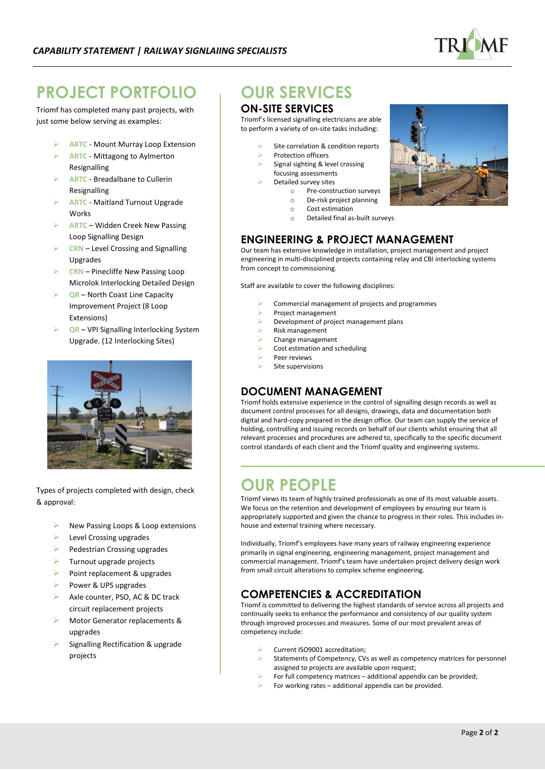# PROJECT PORTFOLIO

Triomf has completed many past projects, with just some below serving as examples:

- **ARTC** - Mount Murray Loop Extension
- **ARTC** - Mittagong to Aylmerton Resignalling
- **ARTC** - Breadalbane to Cullerin Resignalling
- **ARTC** - Maitland Turnout Upgrade Works
- **ARTC** – Widden Creek New Passing Loop Signalling Design
- **CRN** – Level Crossing and Signalling Upgrades
- **CRN** – Pinecliffe New Passing Loop Microlok Interlocking Detailed Design
- **QR** – North Coast Line Capacity Improvement Project (8 Loop Extensions)
- **QR** – VPI Signalling Interlocking System Upgrade. (12 Interlocking Sites)

Types of projects completed with design, check & approval:

- New Passing Loops & Loop extensions
- Level Crossing upgrades
- Pedestrian Crossing upgrades
- Turnout upgrade projects
- Point replacement & upgrades
- Power & UPS upgrades
- Axle counter, PSO, AC & DC track circuit replacement projects
- Motor Generator replacements & upgrades
- Signalling Rectification & upgrade projects

# OUR SERVICES

## ON-SITE SERVICES

Triomf's licensed signalling electricians are able to perform a variety of on-site tasks including:

- Site correlation & condition reports
- Protection officers
- Signal sighting & level crossing focusing assessments
- Detailed survey sites
    - Pre-construction surveys
    - De-risk project planning
    - Cost estimation
    - Detailed final as-built surveys

## ENGINEERING & PROJECT MANAGEMENT

Our team has extensive knowledge in installation, project management and project engineering in multi-disciplined projects containing relay and CBI interlocking systems from concept to commissioning.

Staff are available to cover the following disciplines:

- Commercial management of projects and programmes
- Project management
- Development of project management plans
- Risk management
- Change management
- Cost estimation and scheduling
- Peer reviews
- Site supervisions

## DOCUMENT MANAGEMENT

Triomf holds extensive experience in the control of signalling design records as well as document control processes for all designs, drawings, data and documentation both digital and hard-copy prepared in the design office. Our team can supply the service of holding, controlling and issuing records on behalf of our clients whilst ensuring that all relevant processes and procedures are adhered to, specifically to the specific document control standards of each client and the Triomf quality and engineering systems.

# OUR PEOPLE

Triomf views its team of highly trained professionals as one of its most valuable assets. We focus on the retention and development of employees by ensuring our team is appropriately supported and given the chance to progress in their roles. This includes in-house and external training where necessary.

Individually, Triomf's employees have many years of railway engineering experience primarily in signal engineering, engineering management, project management and commercial management. Triomf's team have undertaken project delivery design work from small circuit alterations to complex scheme engineering.

## COMPETENCIES & ACCREDITATION

Triomf is committed to delivering the highest standards of service across all projects and continually seeks to enhance the performance and consistency of our quality system through improved processes and measures. Some of our most prevalent areas of competency include:

- Current ISO9001 accreditation;
- Statements of Competency, CVs as well as competency matrices for personnel assigned to projects are available upon request;
- For full competency matrices – additional appendix can be provided;
- For working rates – additional appendix can be provided.